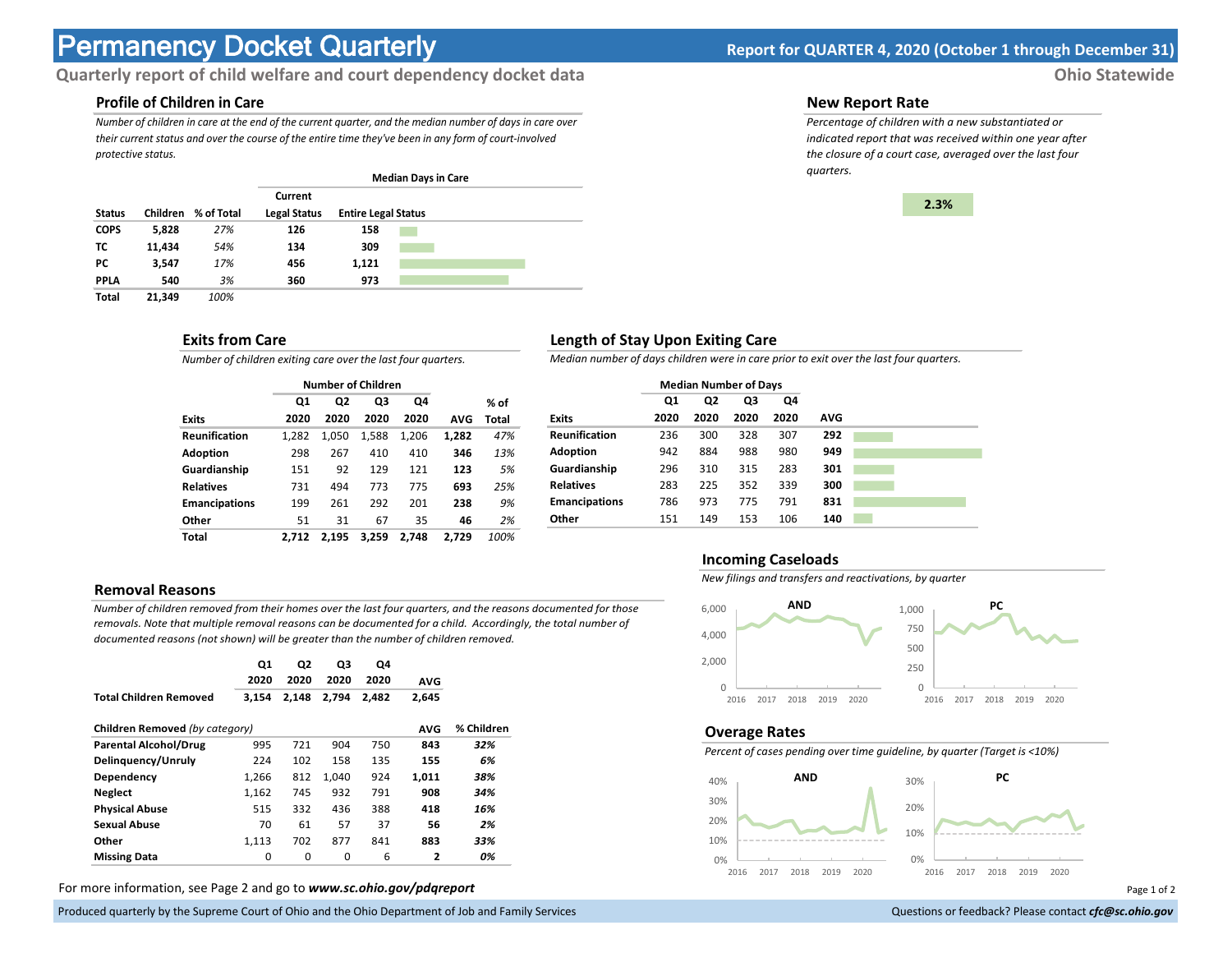# Permanency Docket Quarterly

**Report for QUARTER 4, 2020 (October 1 through December 31)**

**Quarterly report of child welfare and court dependency docket data**

**Ohio Statewide**

## Profile of Children in Care

*Number of children in care at the end of the current quarter, and the median number of days in care over their current status and over the course of the entire time they've been in any form of court-involved protective status.*

| | | | Median Days in Care | |
|---|---|---|---|---|
| **Status** | **Children** | **% of Total** | **Current Legal Status** | **Entire Legal Status** |
| **COPS** | **5,828** | *27%* | **126** | **158** |
| **TC** | **11,434** | *54%* | **134** | **309** |
| **PC** | **3,547** | *17%* | **456** | **1,121** |
| **PPLA** | **540** | *3%* | **360** | **973** |
| **Total** | **21,349** | *100%* | | |

## New Report Rate

*Percentage of children with a new substantiated or indicated report that was received within one year after the closure of a court case, averaged over the last four quarters.*

**2.3%**

## Exits from Care

*Number of children exiting care over the last four quarters.*

| | Number of Children | | | | | |
|---|---|---|---|---|---|---|
| **Exits** | **Q1 2020** | **Q2 2020** | **Q3 2020** | **Q4 2020** | **AVG** | **% of Total** |
| **Reunification** | 1,282 | 1,050 | 1,588 | 1,206 | **1,282** | *47%* |
| **Adoption** | 298 | 267 | 410 | 410 | **346** | *13%* |
| **Guardianship** | 151 | 92 | 129 | 121 | **123** | *5%* |
| **Relatives** | 731 | 494 | 773 | 775 | **693** | *25%* |
| **Emancipations** | 199 | 261 | 292 | 201 | **238** | *9%* |
| **Other** | 51 | 31 | 67 | 35 | **46** | *2%* |
| **Total** | **2,712** | **2,195** | **3,259** | **2,748** | **2,729** | *100%* |

## Length of Stay Upon Exiting Care

*Median number of days children were in care prior to exit over the last four quarters.*

| | Median Number of Days | | | | |
|---|---|---|---|---|---|
| **Exits** | **Q1 2020** | **Q2 2020** | **Q3 2020** | **Q4 2020** | **AVG** |
| **Reunification** | 236 | 300 | 328 | 307 | **292** |
| **Adoption** | 942 | 884 | 988 | 980 | **949** |
| **Guardianship** | 296 | 310 | 315 | 283 | **301** |
| **Relatives** | 283 | 225 | 352 | 339 | **300** |
| **Emancipations** | 786 | 973 | 775 | 791 | **831** |
| **Other** | 151 | 149 | 153 | 106 | **140** |

## Removal Reasons

*Number of children removed from their homes over the last four quarters, and the reasons documented for those removals. Note that multiple removal reasons can be documented for a child. Accordingly, the total number of documented reasons (not shown) will be greater than the number of children removed.*

| | **Q1 2020** | **Q2 2020** | **Q3 2020** | **Q4 2020** | **AVG** | |
|---|---|---|---|---|---|---|
| **Total Children Removed** | **3,154** | **2,148** | **2,794** | **2,482** | **2,645** | |
| **Children Removed** *(by category)* | | | | | **AVG** | **% Children** |
| **Parental Alcohol/Drug** | 995 | 721 | 904 | 750 | **843** | ***32%*** |
| **Delinquency/Unruly** | 224 | 102 | 158 | 135 | **155** | ***6%*** |
| **Dependency** | 1,266 | 812 | 1,040 | 924 | **1,011** | ***38%*** |
| **Neglect** | 1,162 | 745 | 932 | 791 | **908** | ***34%*** |
| **Physical Abuse** | 515 | 332 | 436 | 388 | **418** | ***16%*** |
| **Sexual Abuse** | 70 | 61 | 57 | 37 | **56** | ***2%*** |
| **Other** | 1,113 | 702 | 877 | 841 | **883** | ***33%*** |
| **Missing Data** | 0 | 0 | 0 | 6 | **2** | ***0%*** |

## Incoming Caseloads

*New filings and transfers and reactivations, by quarter*

AND | PC

## Overage Rates

*Percent of cases pending over time guideline, by quarter (Target is <10%)*

AND | PC

For more information, see Page 2 and go to ***www.sc.ohio.gov/pdqreport***

Produced quarterly by the Supreme Court of Ohio and the Ohio Department of Job and Family Services

Questions or feedback? Please contact ***cfc@sc.ohio.gov***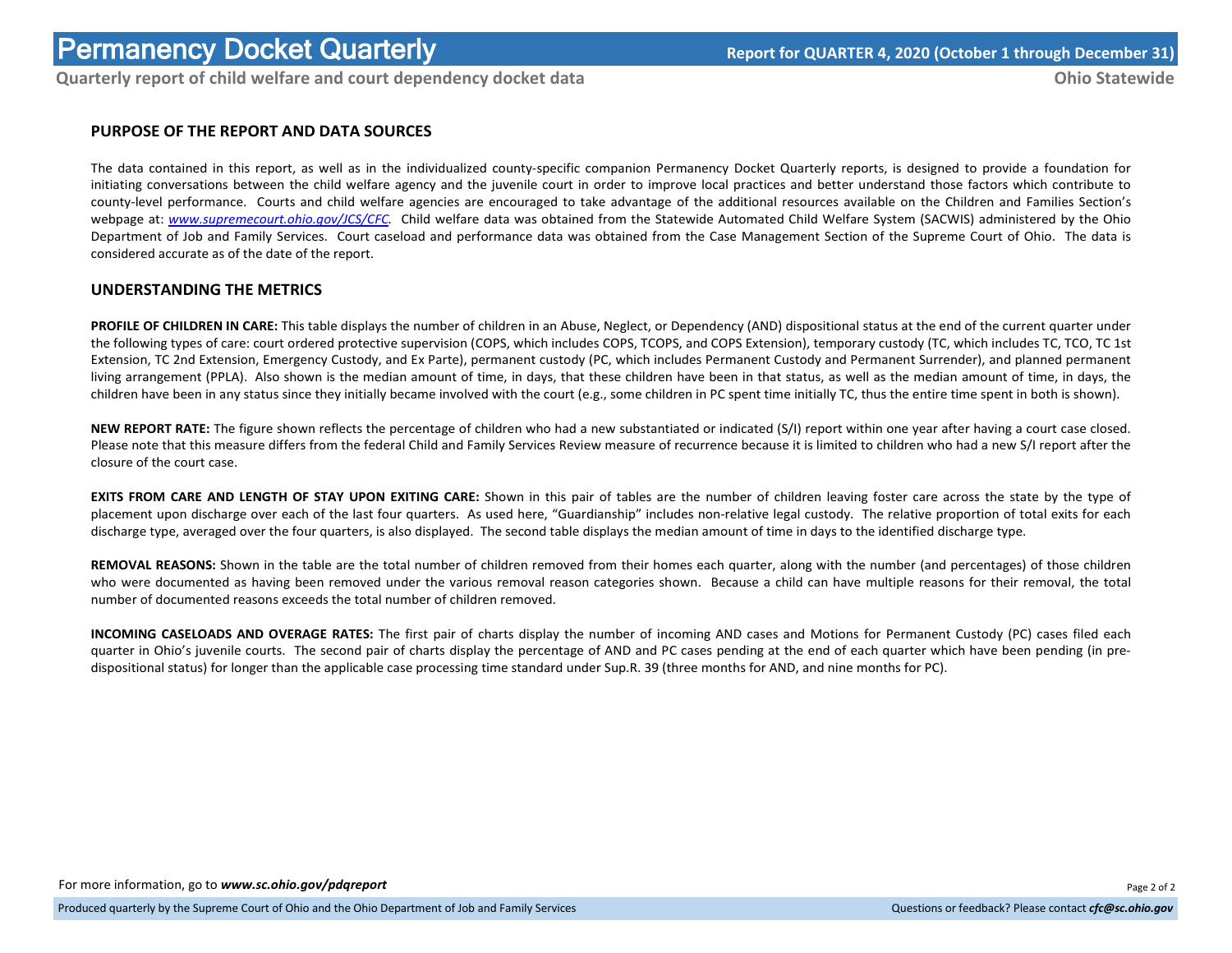# Permanency Docket Quarterly

**Report for QUARTER 4, 2020 (October 1 through December 31)**

**Quarterly report of child welfare and court dependency docket data** — **Ohio Statewide**

## PURPOSE OF THE REPORT AND DATA SOURCES

The data contained in this report, as well as in the individualized county-specific companion Permanency Docket Quarterly reports, is designed to provide a foundation for initiating conversations between the child welfare agency and the juvenile court in order to improve local practices and better understand those factors which contribute to county-level performance. Courts and child welfare agencies are encouraged to take advantage of the additional resources available on the Children and Families Section's webpage at: *www.supremecourt.ohio.gov/JCS/CFC*. Child welfare data was obtained from the Statewide Automated Child Welfare System (SACWIS) administered by the Ohio Department of Job and Family Services. Court caseload and performance data was obtained from the Case Management Section of the Supreme Court of Ohio. The data is considered accurate as of the date of the report.

## UNDERSTANDING THE METRICS

**PROFILE OF CHILDREN IN CARE:** This table displays the number of children in an Abuse, Neglect, or Dependency (AND) dispositional status at the end of the current quarter under the following types of care: court ordered protective supervision (COPS, which includes COPS, TCOPS, and COPS Extension), temporary custody (TC, which includes TC, TCO, TC 1st Extension, TC 2nd Extension, Emergency Custody, and Ex Parte), permanent custody (PC, which includes Permanent Custody and Permanent Surrender), and planned permanent living arrangement (PPLA). Also shown is the median amount of time, in days, that these children have been in that status, as well as the median amount of time, in days, the children have been in any status since they initially became involved with the court (e.g., some children in PC spent time initially TC, thus the entire time spent in both is shown).

**NEW REPORT RATE:** The figure shown reflects the percentage of children who had a new substantiated or indicated (S/I) report within one year after having a court case closed. Please note that this measure differs from the federal Child and Family Services Review measure of recurrence because it is limited to children who had a new S/I report after the closure of the court case.

**EXITS FROM CARE AND LENGTH OF STAY UPON EXITING CARE:** Shown in this pair of tables are the number of children leaving foster care across the state by the type of placement upon discharge over each of the last four quarters. As used here, "Guardianship" includes non-relative legal custody. The relative proportion of total exits for each discharge type, averaged over the four quarters, is also displayed. The second table displays the median amount of time in days to the identified discharge type.

**REMOVAL REASONS:** Shown in the table are the total number of children removed from their homes each quarter, along with the number (and percentages) of those children who were documented as having been removed under the various removal reason categories shown. Because a child can have multiple reasons for their removal, the total number of documented reasons exceeds the total number of children removed.

**INCOMING CASELOADS AND OVERAGE RATES:** The first pair of charts display the number of incoming AND cases and Motions for Permanent Custody (PC) cases filed each quarter in Ohio's juvenile courts. The second pair of charts display the percentage of AND and PC cases pending at the end of each quarter which have been pending (in pre-dispositional status) for longer than the applicable case processing time standard under Sup.R. 39 (three months for AND, and nine months for PC).

For more information, go to ***www.sc.ohio.gov/pdqreport***

Produced quarterly by the Supreme Court of Ohio and the Ohio Department of Job and Family Services

Questions or feedback? Please contact ***cfc@sc.ohio.gov***